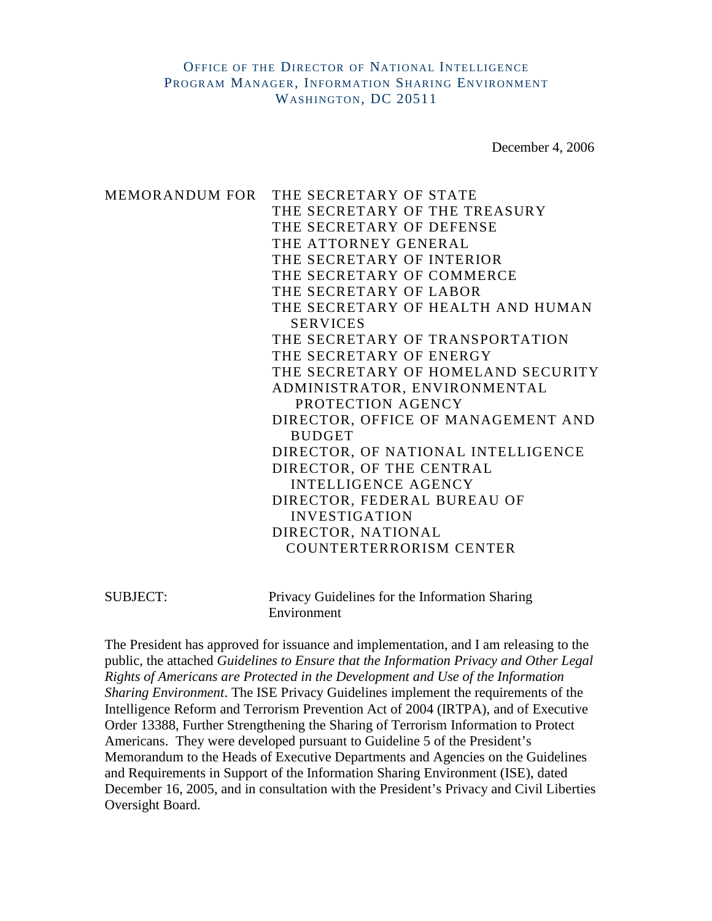OFFICE OF THE DIRECTOR OF NATIONAL INTELLIGENCE
PROGRAM MANAGER, INFORMATION SHARING ENVIRONMENT
WASHINGTON, DC 20511

December 4, 2006

MEMORANDUM FOR THE SECRETARY OF STATE
THE SECRETARY OF THE TREASURY
THE SECRETARY OF DEFENSE
THE ATTORNEY GENERAL
THE SECRETARY OF INTERIOR
THE SECRETARY OF COMMERCE
THE SECRETARY OF LABOR
THE SECRETARY OF HEALTH AND HUMAN SERVICES
THE SECRETARY OF TRANSPORTATION
THE SECRETARY OF ENERGY
THE SECRETARY OF HOMELAND SECURITY
ADMINISTRATOR, ENVIRONMENTAL PROTECTION AGENCY
DIRECTOR, OFFICE OF MANAGEMENT AND BUDGET
DIRECTOR, OF NATIONAL INTELLIGENCE
DIRECTOR, OF THE CENTRAL INTELLIGENCE AGENCY
DIRECTOR, FEDERAL BUREAU OF INVESTIGATION
DIRECTOR, NATIONAL COUNTERTERRORISM CENTER

SUBJECT: Privacy Guidelines for the Information Sharing Environment

The President has approved for issuance and implementation, and I am releasing to the public, the attached *Guidelines to Ensure that the Information Privacy and Other Legal Rights of Americans are Protected in the Development and Use of the Information Sharing Environment*. The ISE Privacy Guidelines implement the requirements of the Intelligence Reform and Terrorism Prevention Act of 2004 (IRTPA), and of Executive Order 13388, Further Strengthening the Sharing of Terrorism Information to Protect Americans. They were developed pursuant to Guideline 5 of the President's Memorandum to the Heads of Executive Departments and Agencies on the Guidelines and Requirements in Support of the Information Sharing Environment (ISE), dated December 16, 2005, and in consultation with the President's Privacy and Civil Liberties Oversight Board.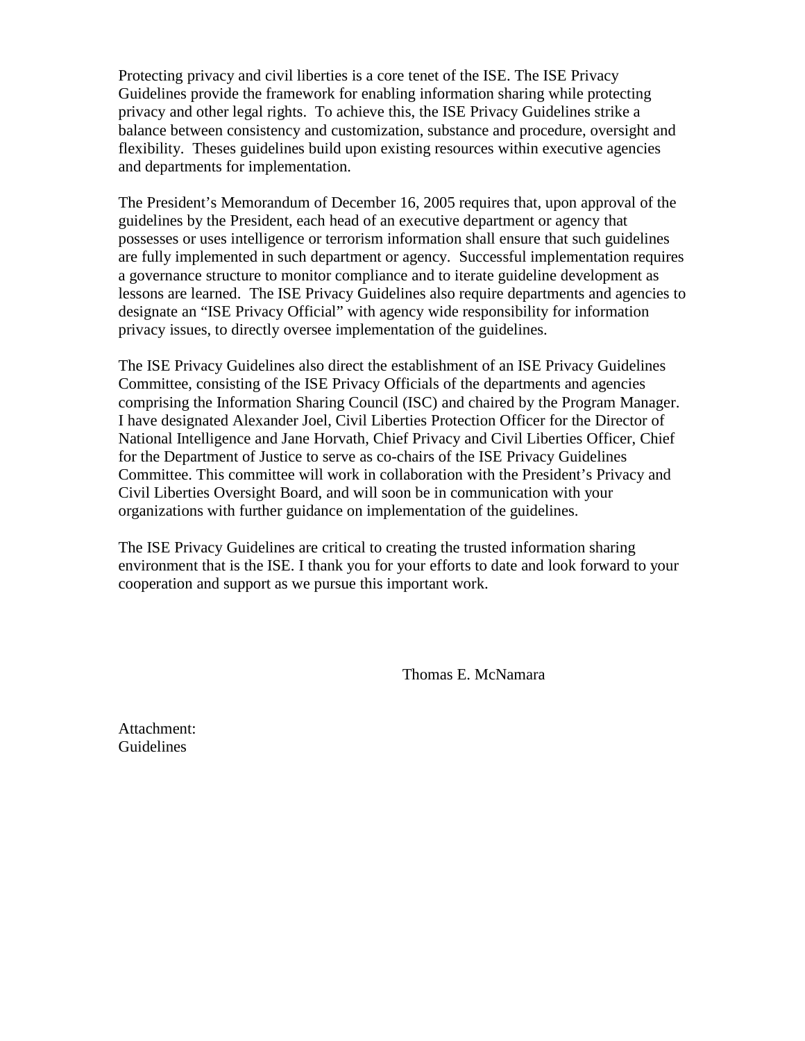Protecting privacy and civil liberties is a core tenet of the ISE. The ISE Privacy Guidelines provide the framework for enabling information sharing while protecting privacy and other legal rights. To achieve this, the ISE Privacy Guidelines strike a balance between consistency and customization, substance and procedure, oversight and flexibility. Theses guidelines build upon existing resources within executive agencies and departments for implementation.

The President's Memorandum of December 16, 2005 requires that, upon approval of the guidelines by the President, each head of an executive department or agency that possesses or uses intelligence or terrorism information shall ensure that such guidelines are fully implemented in such department or agency. Successful implementation requires a governance structure to monitor compliance and to iterate guideline development as lessons are learned. The ISE Privacy Guidelines also require departments and agencies to designate an "ISE Privacy Official" with agency wide responsibility for information privacy issues, to directly oversee implementation of the guidelines.

The ISE Privacy Guidelines also direct the establishment of an ISE Privacy Guidelines Committee, consisting of the ISE Privacy Officials of the departments and agencies comprising the Information Sharing Council (ISC) and chaired by the Program Manager. I have designated Alexander Joel, Civil Liberties Protection Officer for the Director of National Intelligence and Jane Horvath, Chief Privacy and Civil Liberties Officer, Chief for the Department of Justice to serve as co-chairs of the ISE Privacy Guidelines Committee. This committee will work in collaboration with the President's Privacy and Civil Liberties Oversight Board, and will soon be in communication with your organizations with further guidance on implementation of the guidelines.

The ISE Privacy Guidelines are critical to creating the trusted information sharing environment that is the ISE. I thank you for your efforts to date and look forward to your cooperation and support as we pursue this important work.

Thomas E. McNamara

Attachment:
Guidelines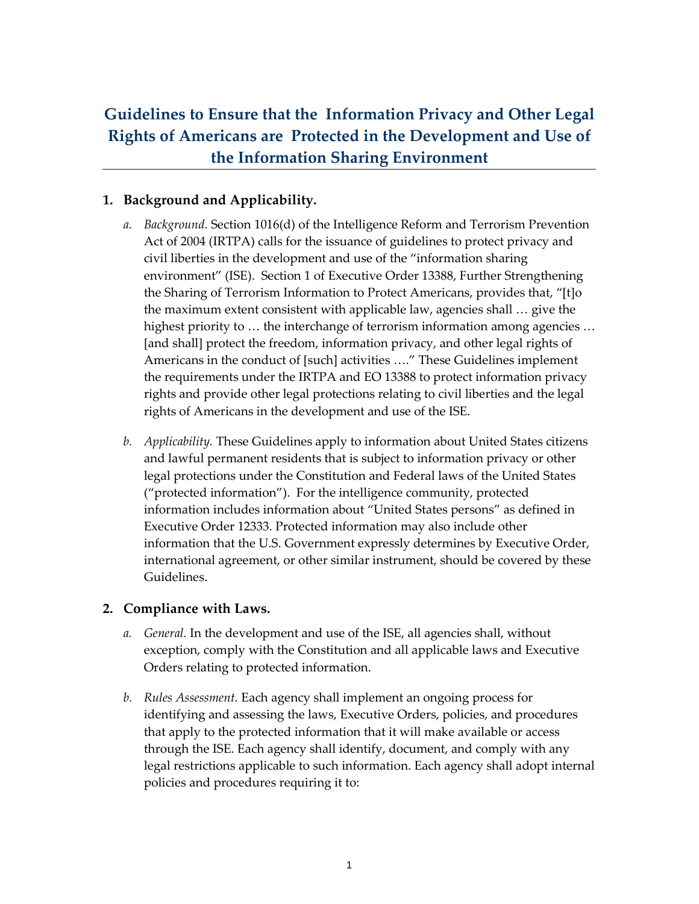# Guidelines to Ensure that the Information Privacy and Other Legal Rights of Americans are Protected in the Development and Use of the Information Sharing Environment

## 1. Background and Applicability.

*a. Background.* Section 1016(d) of the Intelligence Reform and Terrorism Prevention Act of 2004 (IRTPA) calls for the issuance of guidelines to protect privacy and civil liberties in the development and use of the "information sharing environment" (ISE). Section 1 of Executive Order 13388, Further Strengthening the Sharing of Terrorism Information to Protect Americans, provides that, "[t]o the maximum extent consistent with applicable law, agencies shall … give the highest priority to … the interchange of terrorism information among agencies … [and shall] protect the freedom, information privacy, and other legal rights of Americans in the conduct of [such] activities …." These Guidelines implement the requirements under the IRTPA and EO 13388 to protect information privacy rights and provide other legal protections relating to civil liberties and the legal rights of Americans in the development and use of the ISE.

*b. Applicability.* These Guidelines apply to information about United States citizens and lawful permanent residents that is subject to information privacy or other legal protections under the Constitution and Federal laws of the United States ("protected information"). For the intelligence community, protected information includes information about "United States persons" as defined in Executive Order 12333. Protected information may also include other information that the U.S. Government expressly determines by Executive Order, international agreement, or other similar instrument, should be covered by these Guidelines.

## 2. Compliance with Laws.

*a. General.* In the development and use of the ISE, all agencies shall, without exception, comply with the Constitution and all applicable laws and Executive Orders relating to protected information.

*b. Rules Assessment.* Each agency shall implement an ongoing process for identifying and assessing the laws, Executive Orders, policies, and procedures that apply to the protected information that it will make available or access through the ISE. Each agency shall identify, document, and comply with any legal restrictions applicable to such information. Each agency shall adopt internal policies and procedures requiring it to: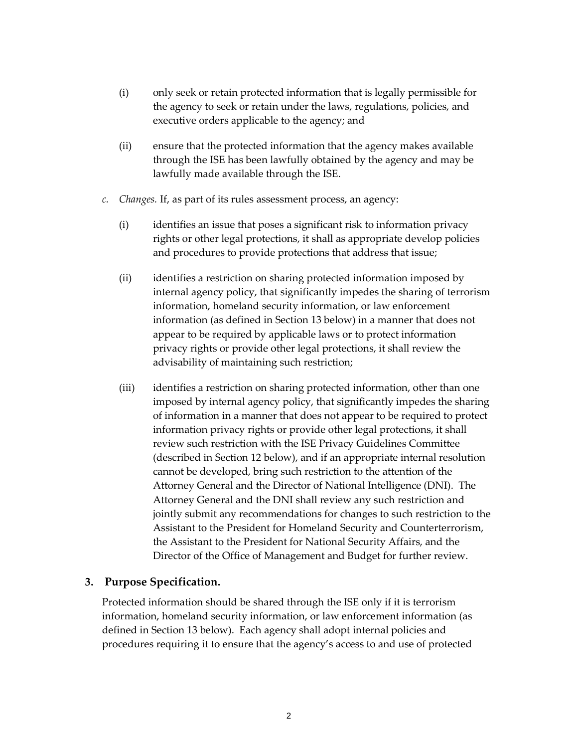(i) only seek or retain protected information that is legally permissible for the agency to seek or retain under the laws, regulations, policies, and executive orders applicable to the agency; and

(ii) ensure that the protected information that the agency makes available through the ISE has been lawfully obtained by the agency and may be lawfully made available through the ISE.

*c. Changes*. If, as part of its rules assessment process, an agency:

(i) identifies an issue that poses a significant risk to information privacy rights or other legal protections, it shall as appropriate develop policies and procedures to provide protections that address that issue;

(ii) identifies a restriction on sharing protected information imposed by internal agency policy, that significantly impedes the sharing of terrorism information, homeland security information, or law enforcement information (as defined in Section 13 below) in a manner that does not appear to be required by applicable laws or to protect information privacy rights or provide other legal protections, it shall review the advisability of maintaining such restriction;

(iii) identifies a restriction on sharing protected information, other than one imposed by internal agency policy, that significantly impedes the sharing of information in a manner that does not appear to be required to protect information privacy rights or provide other legal protections, it shall review such restriction with the ISE Privacy Guidelines Committee (described in Section 12 below), and if an appropriate internal resolution cannot be developed, bring such restriction to the attention of the Attorney General and the Director of National Intelligence (DNI). The Attorney General and the DNI shall review any such restriction and jointly submit any recommendations for changes to such restriction to the Assistant to the President for Homeland Security and Counterterrorism, the Assistant to the President for National Security Affairs, and the Director of the Office of Management and Budget for further review.

## 3. Purpose Specification.

Protected information should be shared through the ISE only if it is terrorism information, homeland security information, or law enforcement information (as defined in Section 13 below). Each agency shall adopt internal policies and procedures requiring it to ensure that the agency's access to and use of protected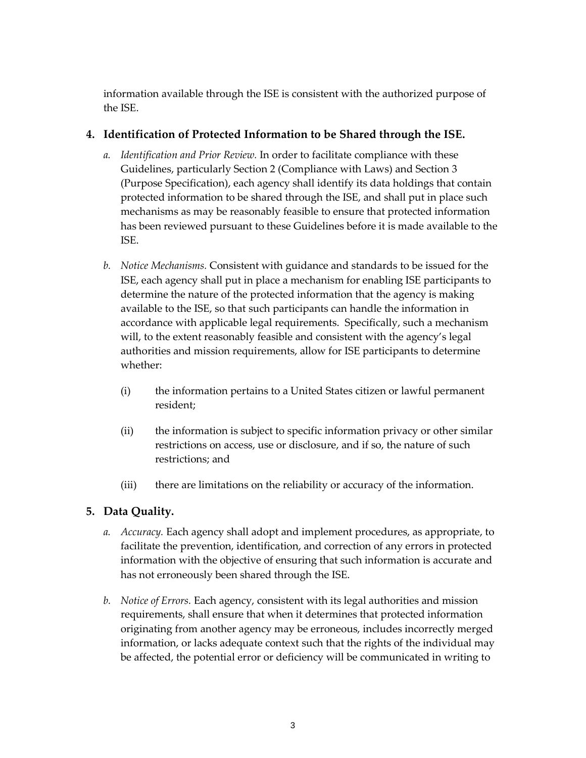information available through the ISE is consistent with the authorized purpose of the ISE.

### 4. Identification of Protected Information to be Shared through the ISE.

a. *Identification and Prior Review.* In order to facilitate compliance with these Guidelines, particularly Section 2 (Compliance with Laws) and Section 3 (Purpose Specification), each agency shall identify its data holdings that contain protected information to be shared through the ISE, and shall put in place such mechanisms as may be reasonably feasible to ensure that protected information has been reviewed pursuant to these Guidelines before it is made available to the ISE.

b. *Notice Mechanisms.* Consistent with guidance and standards to be issued for the ISE, each agency shall put in place a mechanism for enabling ISE participants to determine the nature of the protected information that the agency is making available to the ISE, so that such participants can handle the information in accordance with applicable legal requirements. Specifically, such a mechanism will, to the extent reasonably feasible and consistent with the agency's legal authorities and mission requirements, allow for ISE participants to determine whether:

   (i) the information pertains to a United States citizen or lawful permanent resident;

   (ii) the information is subject to specific information privacy or other similar restrictions on access, use or disclosure, and if so, the nature of such restrictions; and

   (iii) there are limitations on the reliability or accuracy of the information.

### 5. Data Quality.

a. *Accuracy.* Each agency shall adopt and implement procedures, as appropriate, to facilitate the prevention, identification, and correction of any errors in protected information with the objective of ensuring that such information is accurate and has not erroneously been shared through the ISE.

b. *Notice of Errors.* Each agency, consistent with its legal authorities and mission requirements, shall ensure that when it determines that protected information originating from another agency may be erroneous, includes incorrectly merged information, or lacks adequate context such that the rights of the individual may be affected, the potential error or deficiency will be communicated in writing to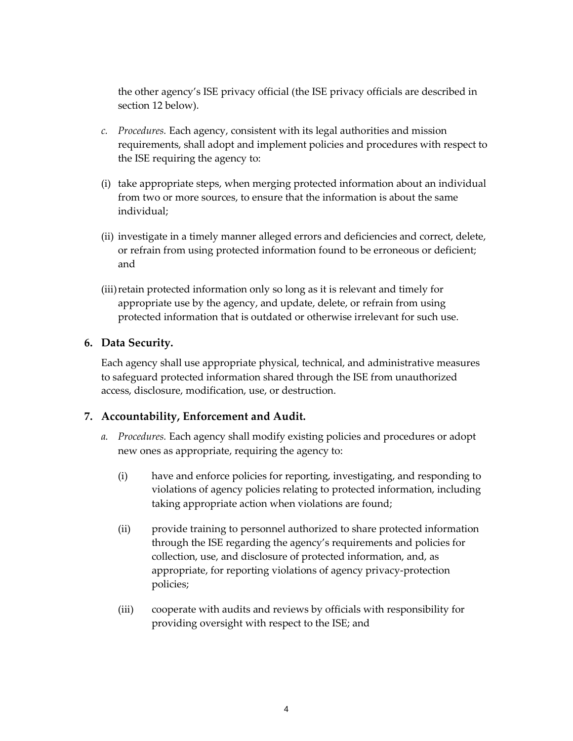the other agency's ISE privacy official (the ISE privacy officials are described in section 12 below).

*c. Procedures.* Each agency, consistent with its legal authorities and mission requirements, shall adopt and implement policies and procedures with respect to the ISE requiring the agency to:

(i) take appropriate steps, when merging protected information about an individual from two or more sources, to ensure that the information is about the same individual;

(ii) investigate in a timely manner alleged errors and deficiencies and correct, delete, or refrain from using protected information found to be erroneous or deficient; and

(iii) retain protected information only so long as it is relevant and timely for appropriate use by the agency, and update, delete, or refrain from using protected information that is outdated or otherwise irrelevant for such use.

## 6. Data Security.

Each agency shall use appropriate physical, technical, and administrative measures to safeguard protected information shared through the ISE from unauthorized access, disclosure, modification, use, or destruction.

## 7. Accountability, Enforcement and Audit.

*a. Procedures.* Each agency shall modify existing policies and procedures or adopt new ones as appropriate, requiring the agency to:

(i) have and enforce policies for reporting, investigating, and responding to violations of agency policies relating to protected information, including taking appropriate action when violations are found;

(ii) provide training to personnel authorized to share protected information through the ISE regarding the agency's requirements and policies for collection, use, and disclosure of protected information, and, as appropriate, for reporting violations of agency privacy-protection policies;

(iii) cooperate with audits and reviews by officials with responsibility for providing oversight with respect to the ISE; and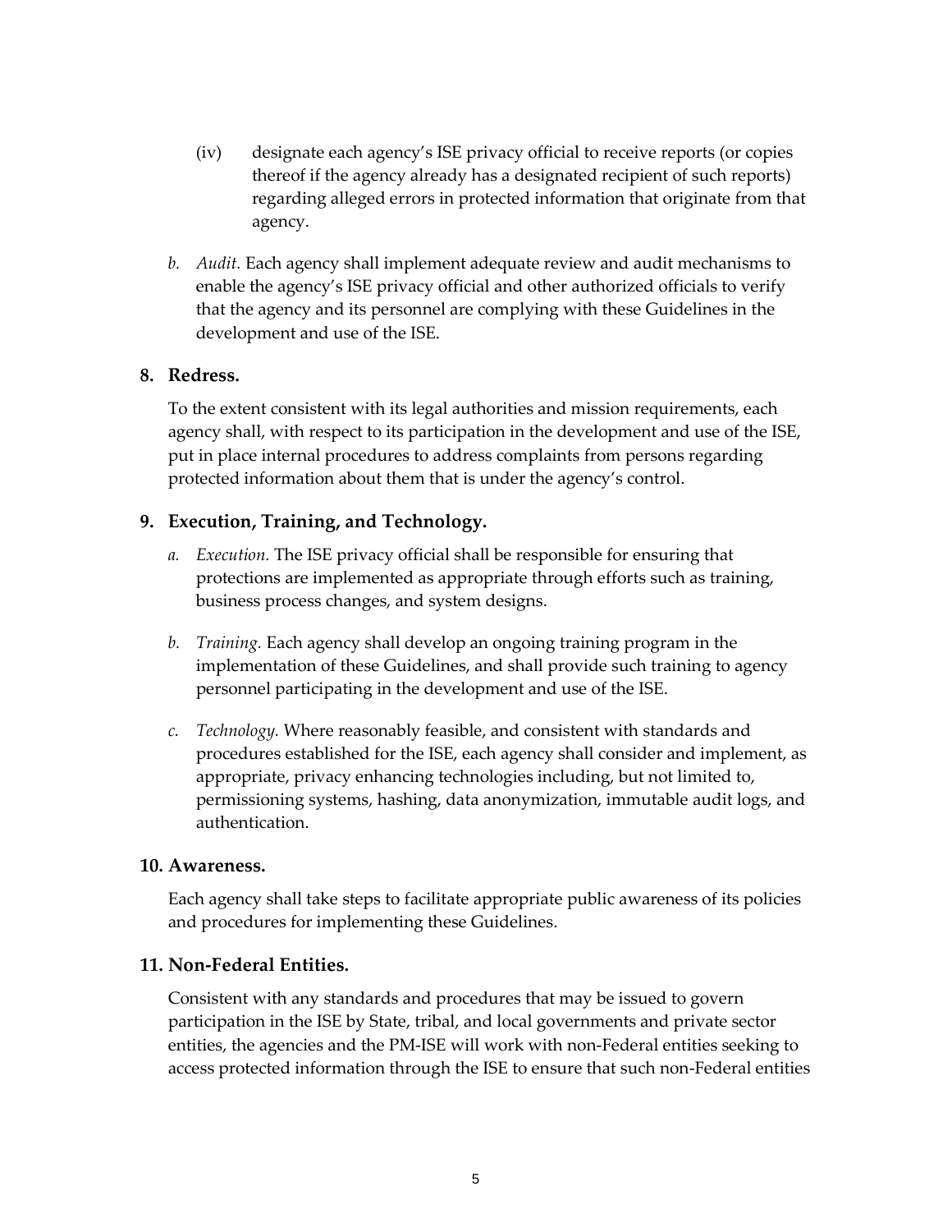(iv) designate each agency's ISE privacy official to receive reports (or copies thereof if the agency already has a designated recipient of such reports) regarding alleged errors in protected information that originate from that agency.

*b. Audit.* Each agency shall implement adequate review and audit mechanisms to enable the agency's ISE privacy official and other authorized officials to verify that the agency and its personnel are complying with these Guidelines in the development and use of the ISE.

**8. Redress.**

To the extent consistent with its legal authorities and mission requirements, each agency shall, with respect to its participation in the development and use of the ISE, put in place internal procedures to address complaints from persons regarding protected information about them that is under the agency's control.

**9. Execution, Training, and Technology.**

*a. Execution.* The ISE privacy official shall be responsible for ensuring that protections are implemented as appropriate through efforts such as training, business process changes, and system designs.

*b. Training.* Each agency shall develop an ongoing training program in the implementation of these Guidelines, and shall provide such training to agency personnel participating in the development and use of the ISE.

*c. Technology.* Where reasonably feasible, and consistent with standards and procedures established for the ISE, each agency shall consider and implement, as appropriate, privacy enhancing technologies including, but not limited to, permissioning systems, hashing, data anonymization, immutable audit logs, and authentication.

**10. Awareness.**

Each agency shall take steps to facilitate appropriate public awareness of its policies and procedures for implementing these Guidelines.

**11. Non-Federal Entities.**

Consistent with any standards and procedures that may be issued to govern participation in the ISE by State, tribal, and local governments and private sector entities, the agencies and the PM-ISE will work with non-Federal entities seeking to access protected information through the ISE to ensure that such non-Federal entities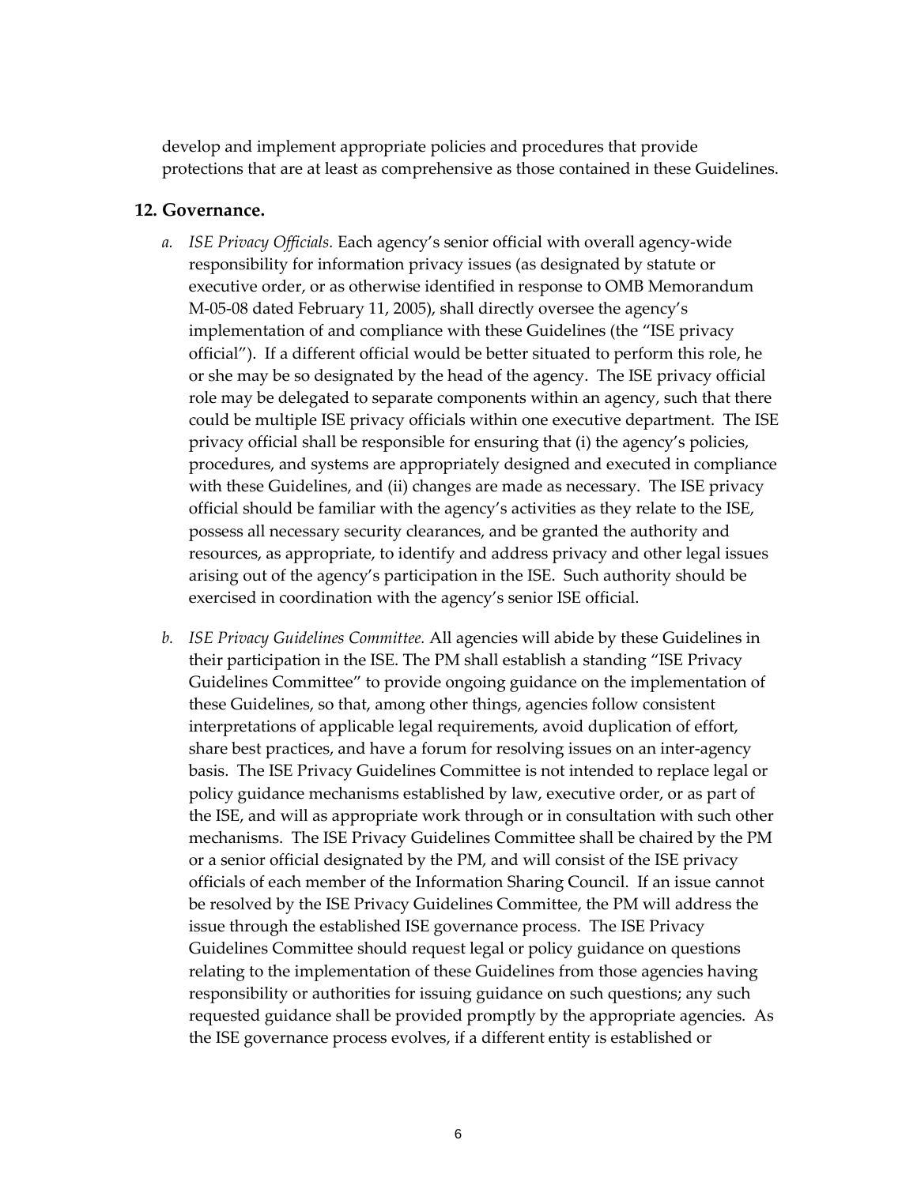develop and implement appropriate policies and procedures that provide protections that are at least as comprehensive as those contained in these Guidelines.

## 12. Governance.

a. *ISE Privacy Officials.* Each agency's senior official with overall agency-wide responsibility for information privacy issues (as designated by statute or executive order, or as otherwise identified in response to OMB Memorandum M-05-08 dated February 11, 2005), shall directly oversee the agency's implementation of and compliance with these Guidelines (the "ISE privacy official"). If a different official would be better situated to perform this role, he or she may be so designated by the head of the agency. The ISE privacy official role may be delegated to separate components within an agency, such that there could be multiple ISE privacy officials within one executive department. The ISE privacy official shall be responsible for ensuring that (i) the agency's policies, procedures, and systems are appropriately designed and executed in compliance with these Guidelines, and (ii) changes are made as necessary. The ISE privacy official should be familiar with the agency's activities as they relate to the ISE, possess all necessary security clearances, and be granted the authority and resources, as appropriate, to identify and address privacy and other legal issues arising out of the agency's participation in the ISE. Such authority should be exercised in coordination with the agency's senior ISE official.

b. *ISE Privacy Guidelines Committee.* All agencies will abide by these Guidelines in their participation in the ISE. The PM shall establish a standing "ISE Privacy Guidelines Committee" to provide ongoing guidance on the implementation of these Guidelines, so that, among other things, agencies follow consistent interpretations of applicable legal requirements, avoid duplication of effort, share best practices, and have a forum for resolving issues on an inter-agency basis. The ISE Privacy Guidelines Committee is not intended to replace legal or policy guidance mechanisms established by law, executive order, or as part of the ISE, and will as appropriate work through or in consultation with such other mechanisms. The ISE Privacy Guidelines Committee shall be chaired by the PM or a senior official designated by the PM, and will consist of the ISE privacy officials of each member of the Information Sharing Council. If an issue cannot be resolved by the ISE Privacy Guidelines Committee, the PM will address the issue through the established ISE governance process. The ISE Privacy Guidelines Committee should request legal or policy guidance on questions relating to the implementation of these Guidelines from those agencies having responsibility or authorities for issuing guidance on such questions; any such requested guidance shall be provided promptly by the appropriate agencies. As the ISE governance process evolves, if a different entity is established or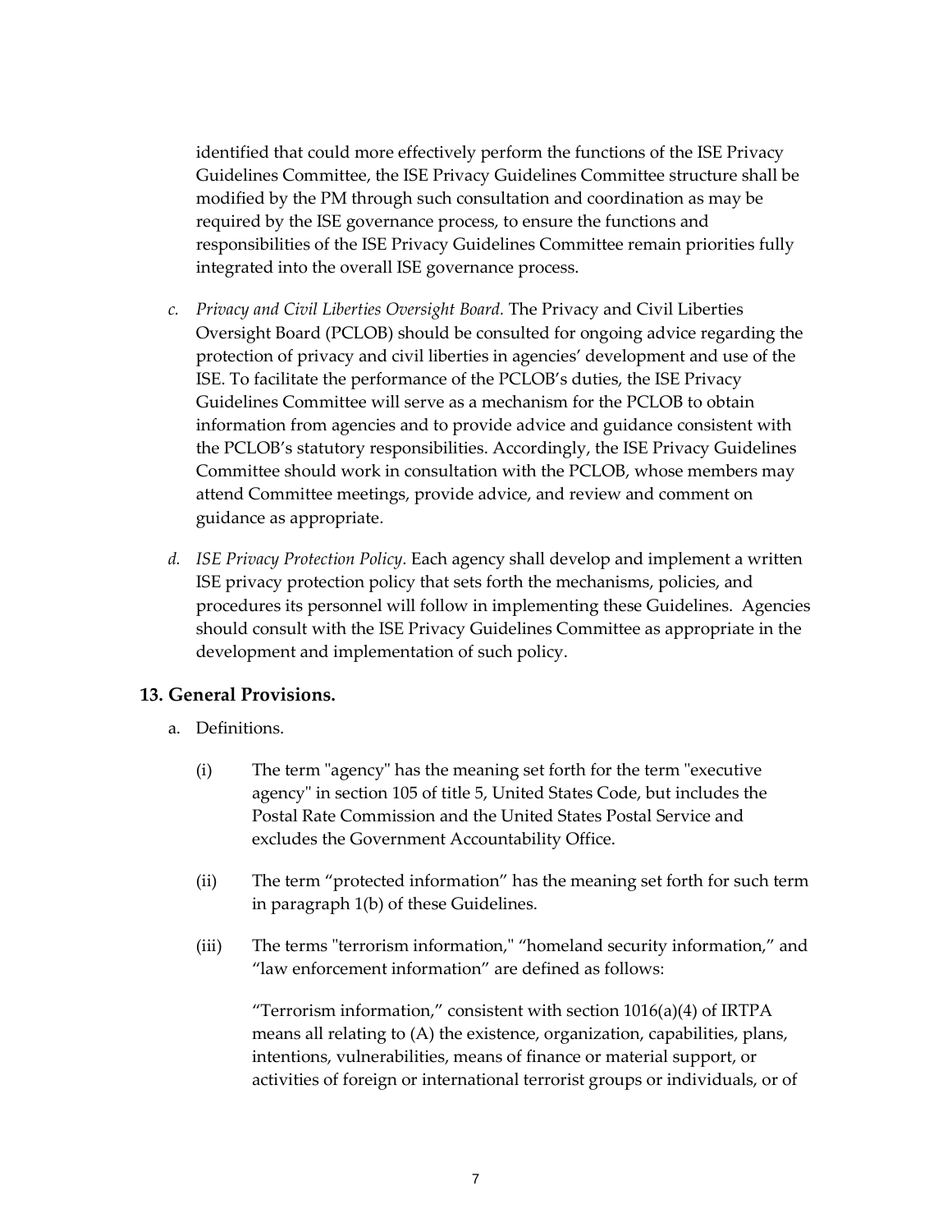identified that could more effectively perform the functions of the ISE Privacy Guidelines Committee, the ISE Privacy Guidelines Committee structure shall be modified by the PM through such consultation and coordination as may be required by the ISE governance process, to ensure the functions and responsibilities of the ISE Privacy Guidelines Committee remain priorities fully integrated into the overall ISE governance process.

c. *Privacy and Civil Liberties Oversight Board.* The Privacy and Civil Liberties Oversight Board (PCLOB) should be consulted for ongoing advice regarding the protection of privacy and civil liberties in agencies' development and use of the ISE. To facilitate the performance of the PCLOB's duties, the ISE Privacy Guidelines Committee will serve as a mechanism for the PCLOB to obtain information from agencies and to provide advice and guidance consistent with the PCLOB's statutory responsibilities. Accordingly, the ISE Privacy Guidelines Committee should work in consultation with the PCLOB, whose members may attend Committee meetings, provide advice, and review and comment on guidance as appropriate.

d. *ISE Privacy Protection Policy.* Each agency shall develop and implement a written ISE privacy protection policy that sets forth the mechanisms, policies, and procedures its personnel will follow in implementing these Guidelines. Agencies should consult with the ISE Privacy Guidelines Committee as appropriate in the development and implementation of such policy.

## 13. General Provisions.

a. Definitions.

(i) The term "agency" has the meaning set forth for the term "executive agency" in section 105 of title 5, United States Code, but includes the Postal Rate Commission and the United States Postal Service and excludes the Government Accountability Office.

(ii) The term "protected information" has the meaning set forth for such term in paragraph 1(b) of these Guidelines.

(iii) The terms "terrorism information," "homeland security information," and "law enforcement information" are defined as follows:

"Terrorism information," consistent with section 1016(a)(4) of IRTPA means all relating to (A) the existence, organization, capabilities, plans, intentions, vulnerabilities, means of finance or material support, or activities of foreign or international terrorist groups or individuals, or of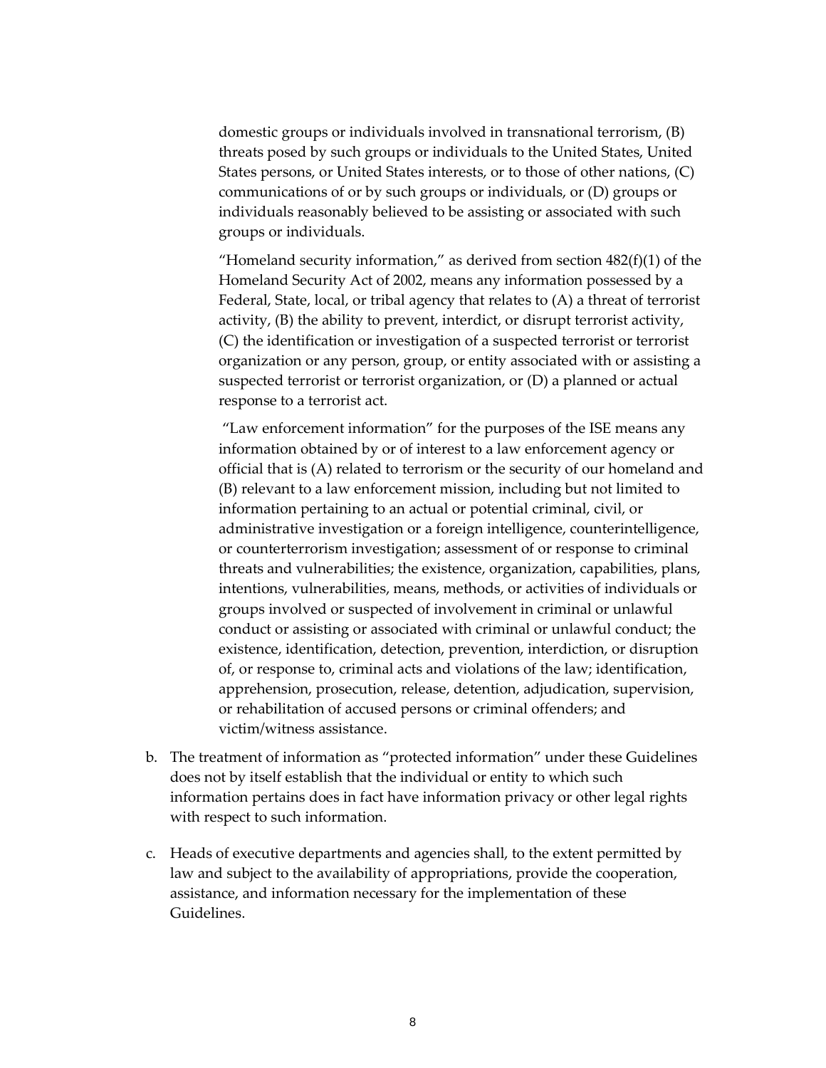domestic groups or individuals involved in transnational terrorism, (B) threats posed by such groups or individuals to the United States, United States persons, or United States interests, or to those of other nations, (C) communications of or by such groups or individuals, or (D) groups or individuals reasonably believed to be assisting or associated with such groups or individuals.

"Homeland security information," as derived from section 482(f)(1) of the Homeland Security Act of 2002, means any information possessed by a Federal, State, local, or tribal agency that relates to (A) a threat of terrorist activity, (B) the ability to prevent, interdict, or disrupt terrorist activity, (C) the identification or investigation of a suspected terrorist or terrorist organization or any person, group, or entity associated with or assisting a suspected terrorist or terrorist organization, or (D) a planned or actual response to a terrorist act.

"Law enforcement information" for the purposes of the ISE means any information obtained by or of interest to a law enforcement agency or official that is (A) related to terrorism or the security of our homeland and (B) relevant to a law enforcement mission, including but not limited to information pertaining to an actual or potential criminal, civil, or administrative investigation or a foreign intelligence, counterintelligence, or counterterrorism investigation; assessment of or response to criminal threats and vulnerabilities; the existence, organization, capabilities, plans, intentions, vulnerabilities, means, methods, or activities of individuals or groups involved or suspected of involvement in criminal or unlawful conduct or assisting or associated with criminal or unlawful conduct; the existence, identification, detection, prevention, interdiction, or disruption of, or response to, criminal acts and violations of the law; identification, apprehension, prosecution, release, detention, adjudication, supervision, or rehabilitation of accused persons or criminal offenders; and victim/witness assistance.

b. The treatment of information as "protected information" under these Guidelines does not by itself establish that the individual or entity to which such information pertains does in fact have information privacy or other legal rights with respect to such information.

c. Heads of executive departments and agencies shall, to the extent permitted by law and subject to the availability of appropriations, provide the cooperation, assistance, and information necessary for the implementation of these Guidelines.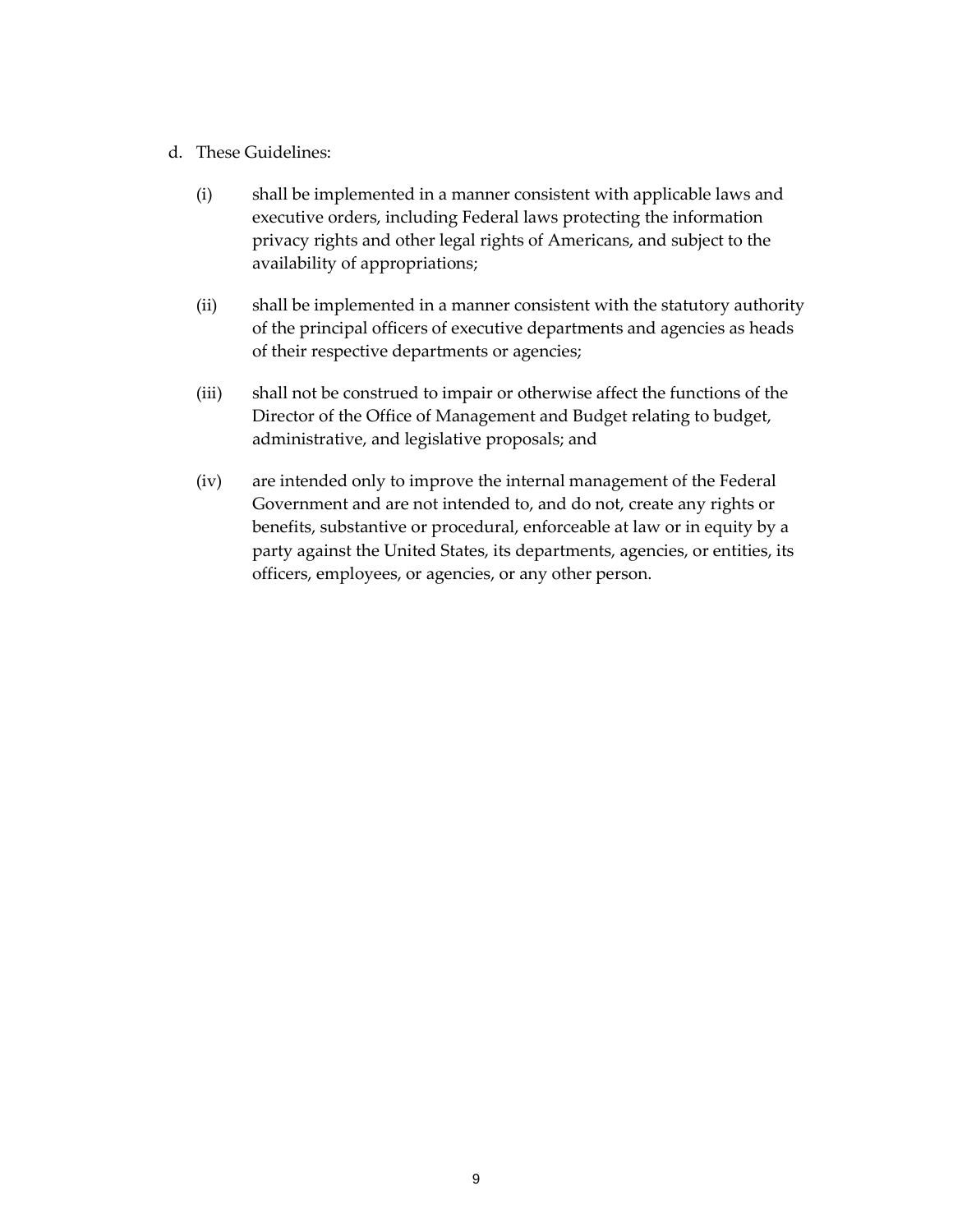d. These Guidelines:

   (i) shall be implemented in a manner consistent with applicable laws and executive orders, including Federal laws protecting the information privacy rights and other legal rights of Americans, and subject to the availability of appropriations;

   (ii) shall be implemented in a manner consistent with the statutory authority of the principal officers of executive departments and agencies as heads of their respective departments or agencies;

   (iii) shall not be construed to impair or otherwise affect the functions of the Director of the Office of Management and Budget relating to budget, administrative, and legislative proposals; and

   (iv) are intended only to improve the internal management of the Federal Government and are not intended to, and do not, create any rights or benefits, substantive or procedural, enforceable at law or in equity by a party against the United States, its departments, agencies, or entities, its officers, employees, or agencies, or any other person.